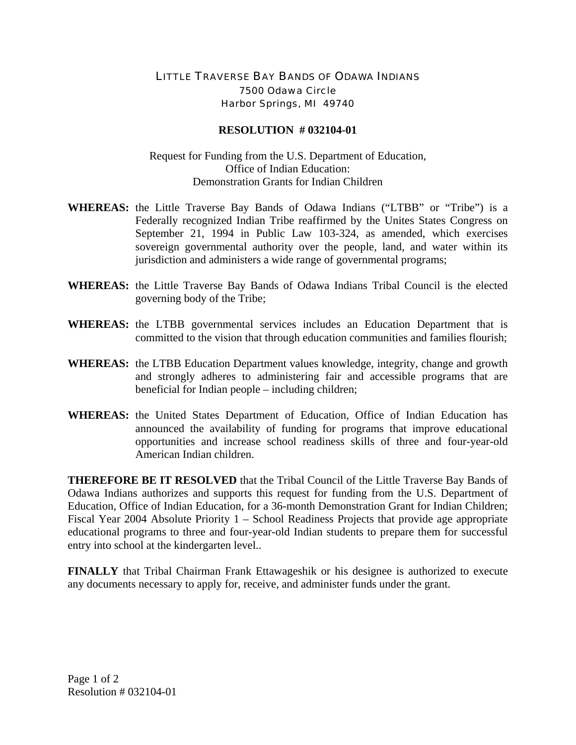LITTLE TRAVERSE BAY BANDS OF ODAWA INDIANS
7500 Odawa Circle
Harbor Springs, MI 49740

**RESOLUTION # 032104-01**

Request for Funding from the U.S. Department of Education,
Office of Indian Education:
Demonstration Grants for Indian Children

**WHEREAS:** the Little Traverse Bay Bands of Odawa Indians ("LTBB" or "Tribe") is a Federally recognized Indian Tribe reaffirmed by the Unites States Congress on September 21, 1994 in Public Law 103-324, as amended, which exercises sovereign governmental authority over the people, land, and water within its jurisdiction and administers a wide range of governmental programs;

**WHEREAS:** the Little Traverse Bay Bands of Odawa Indians Tribal Council is the elected governing body of the Tribe;

**WHEREAS:** the LTBB governmental services includes an Education Department that is committed to the vision that through education communities and families flourish;

**WHEREAS:** the LTBB Education Department values knowledge, integrity, change and growth and strongly adheres to administering fair and accessible programs that are beneficial for Indian people – including children;

**WHEREAS:** the United States Department of Education, Office of Indian Education has announced the availability of funding for programs that improve educational opportunities and increase school readiness skills of three and four-year-old American Indian children.

**THEREFORE BE IT RESOLVED** that the Tribal Council of the Little Traverse Bay Bands of Odawa Indians authorizes and supports this request for funding from the U.S. Department of Education, Office of Indian Education, for a 36-month Demonstration Grant for Indian Children; Fiscal Year 2004 Absolute Priority 1 – School Readiness Projects that provide age appropriate educational programs to three and four-year-old Indian students to prepare them for successful entry into school at the kindergarten level..

**FINALLY** that Tribal Chairman Frank Ettawageshik or his designee is authorized to execute any documents necessary to apply for, receive, and administer funds under the grant.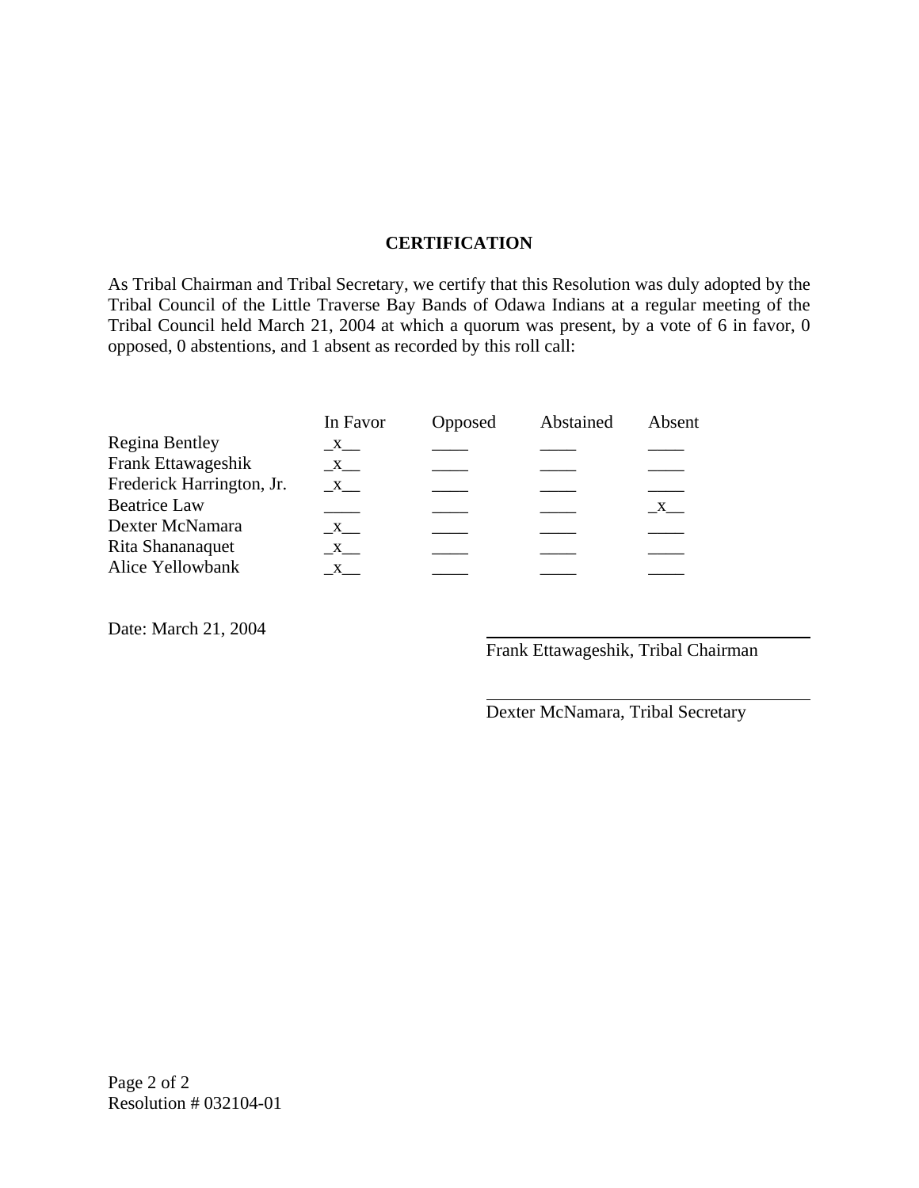## CERTIFICATION

As Tribal Chairman and Tribal Secretary, we certify that this Resolution was duly adopted by the Tribal Council of the Little Traverse Bay Bands of Odawa Indians at a regular meeting of the Tribal Council held March 21, 2004 at which a quorum was present, by a vote of 6 in favor, 0 opposed, 0 abstentions, and 1 absent as recorded by this roll call:

| | In Favor | Opposed | Abstained | Absent |
|---|---|---|---|---|
| Regina Bentley | x | | | |
| Frank Ettawageshik | x | | | |
| Frederick Harrington, Jr. | x | | | |
| Beatrice Law | | | | x |
| Dexter McNamara | x | | | |
| Rita Shananaquet | x | | | |
| Alice Yellowbank | x | | | |

Date: March 21, 2004

\_\_\_\_\_\_\_\_\_\_\_\_\_\_\_\_\_\_\_\_\_\_\_\_\_\_\_\_\_\_\_\_
Frank Ettawageshik, Tribal Chairman

\_\_\_\_\_\_\_\_\_\_\_\_\_\_\_\_\_\_\_\_\_\_\_\_\_\_\_\_\_\_\_\_
Dexter McNamara, Tribal Secretary

Resolution # 032104-01